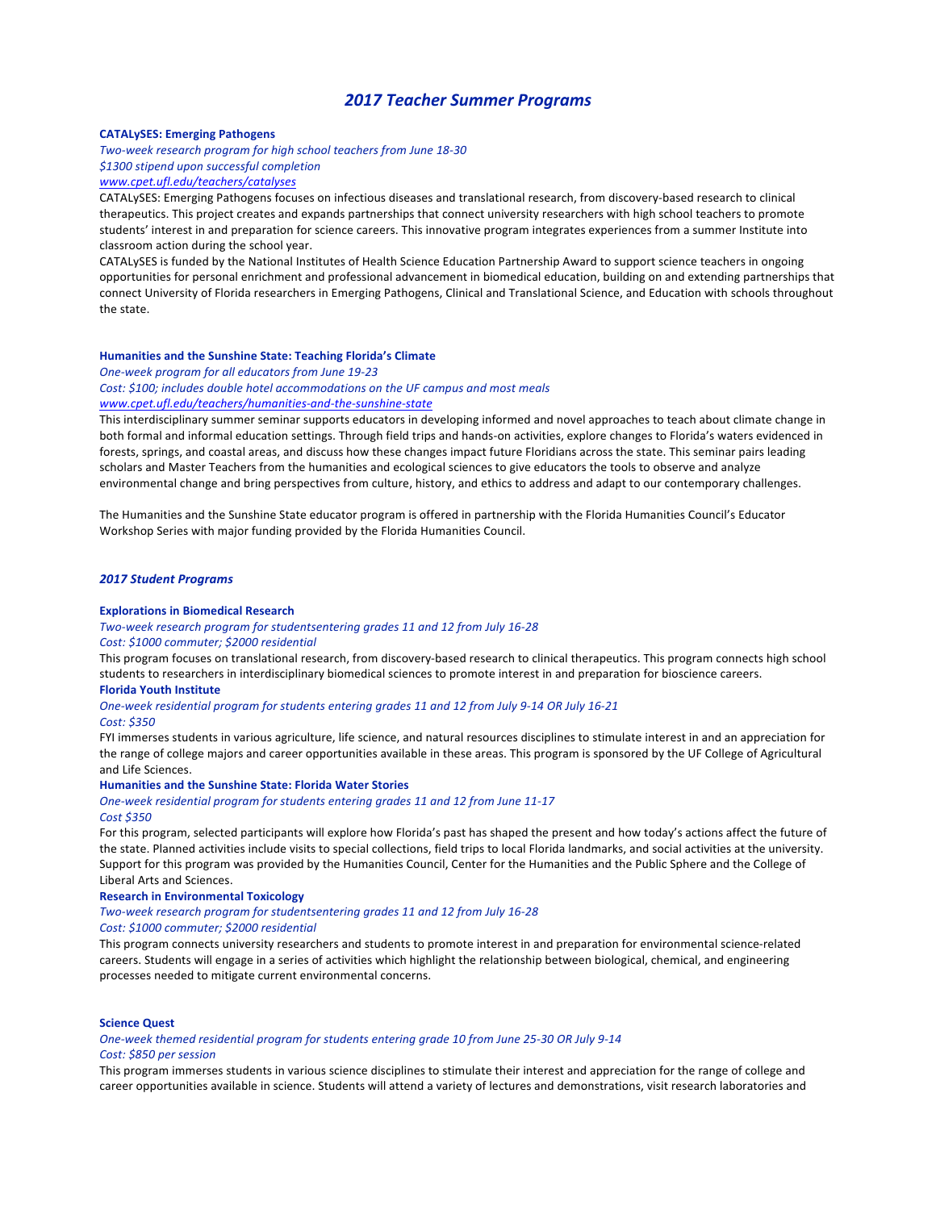# *2017 Teacher Summer Programs*

**CATALySES: Emerging Pathogens**

*Two-week research program for high school teachers from June 18-30*
*$1300 stipend upon successful completion*
*www.cpet.ufl.edu/teachers/catalyses*

CATALySES: Emerging Pathogens focuses on infectious diseases and translational research, from discovery-based research to clinical therapeutics. This project creates and expands partnerships that connect university researchers with high school teachers to promote students' interest in and preparation for science careers. This innovative program integrates experiences from a summer Institute into classroom action during the school year.

CATALySES is funded by the National Institutes of Health Science Education Partnership Award to support science teachers in ongoing opportunities for personal enrichment and professional advancement in biomedical education, building on and extending partnerships that connect University of Florida researchers in Emerging Pathogens, Clinical and Translational Science, and Education with schools throughout the state.

**Humanities and the Sunshine State: Teaching Florida's Climate**

*One-week program for all educators from June 19-23*
*Cost: $100; includes double hotel accommodations on the UF campus and most meals*
*www.cpet.ufl.edu/teachers/humanities-and-the-sunshine-state*

This interdisciplinary summer seminar supports educators in developing informed and novel approaches to teach about climate change in both formal and informal education settings. Through field trips and hands-on activities, explore changes to Florida's waters evidenced in forests, springs, and coastal areas, and discuss how these changes impact future Floridians across the state. This seminar pairs leading scholars and Master Teachers from the humanities and ecological sciences to give educators the tools to observe and analyze environmental change and bring perspectives from culture, history, and ethics to address and adapt to our contemporary challenges.

The Humanities and the Sunshine State educator program is offered in partnership with the Florida Humanities Council's Educator Workshop Series with major funding provided by the Florida Humanities Council.

## *2017 Student Programs*

**Explorations in Biomedical Research**

*Two-week research program for studentsentering grades 11 and 12 from July 16-28*
*Cost: $1000 commuter; $2000 residential*

This program focuses on translational research, from discovery-based research to clinical therapeutics. This program connects high school students to researchers in interdisciplinary biomedical sciences to promote interest in and preparation for bioscience careers.

**Florida Youth Institute**

*One-week residential program for students entering grades 11 and 12 from July 9-14 OR July 16-21*
*Cost: $350*

FYI immerses students in various agriculture, life science, and natural resources disciplines to stimulate interest in and an appreciation for the range of college majors and career opportunities available in these areas. This program is sponsored by the UF College of Agricultural and Life Sciences.

**Humanities and the Sunshine State: Florida Water Stories**

*One-week residential program for students entering grades 11 and 12 from June 11-17*
*Cost $350*

For this program, selected participants will explore how Florida's past has shaped the present and how today's actions affect the future of the state. Planned activities include visits to special collections, field trips to local Florida landmarks, and social activities at the university. Support for this program was provided by the Humanities Council, Center for the Humanities and the Public Sphere and the College of Liberal Arts and Sciences.

**Research in Environmental Toxicology**

*Two-week research program for studentsentering grades 11 and 12 from July 16-28*
*Cost: $1000 commuter; $2000 residential*

This program connects university researchers and students to promote interest in and preparation for environmental science-related careers. Students will engage in a series of activities which highlight the relationship between biological, chemical, and engineering processes needed to mitigate current environmental concerns.

**Science Quest**

*One-week themed residential program for students entering grade 10 from June 25-30 OR July 9-14*
*Cost: $850 per session*

This program immerses students in various science disciplines to stimulate their interest and appreciation for the range of college and career opportunities available in science. Students will attend a variety of lectures and demonstrations, visit research laboratories and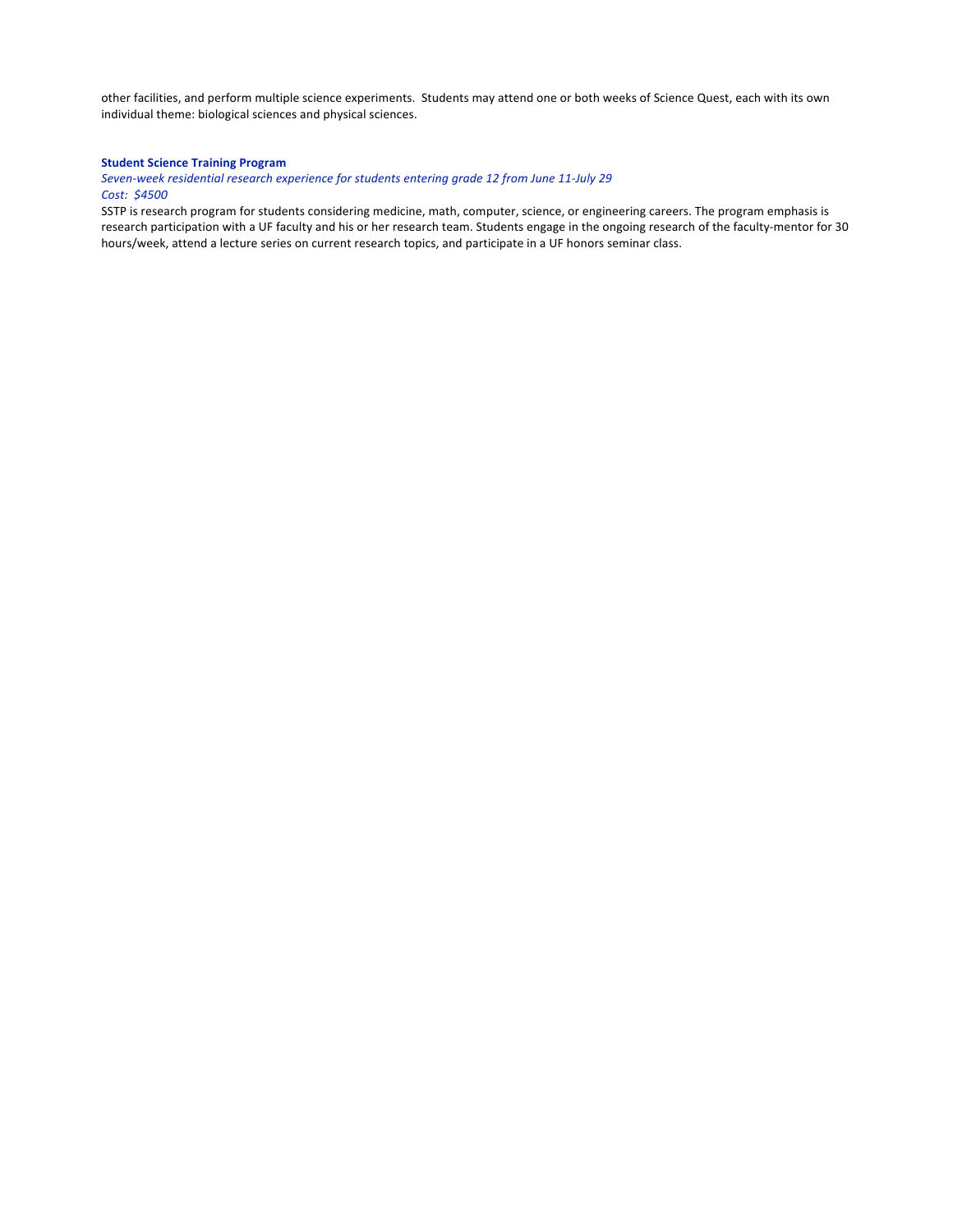other facilities, and perform multiple science experiments.  Students may attend one or both weeks of Science Quest, each with its own individual theme: biological sciences and physical sciences.

**Student Science Training Program**

*Seven-week residential research experience for students entering grade 12 from June 11-July 29*
*Cost:  $4500*

SSTP is research program for students considering medicine, math, computer, science, or engineering careers. The program emphasis is research participation with a UF faculty and his or her research team. Students engage in the ongoing research of the faculty-mentor for 30 hours/week, attend a lecture series on current research topics, and participate in a UF honors seminar class.